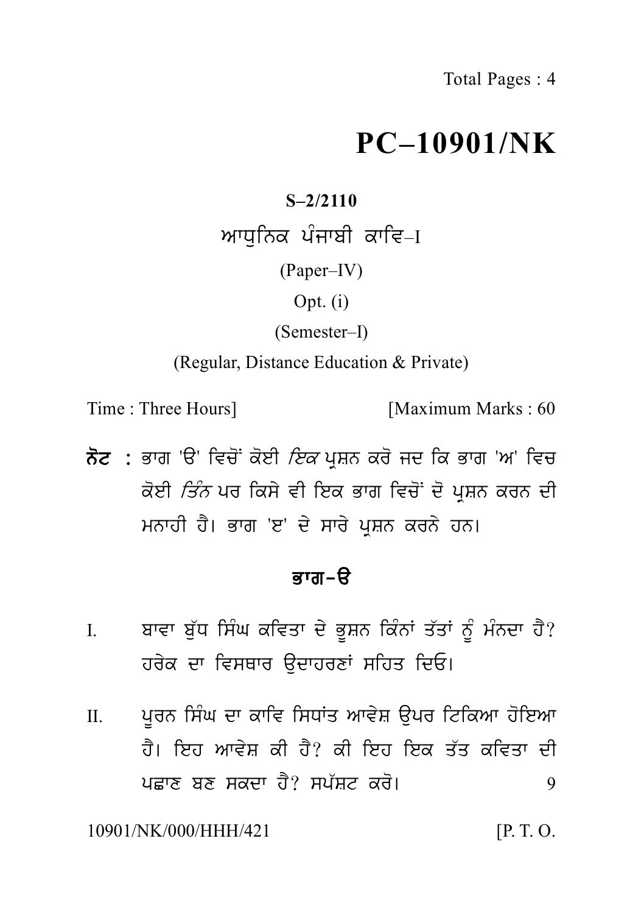# PC–10901/NK

**S–2/2110**

## ਆਧੁਨਿਕ ਪੰਜਾਬੀ ਕਾਵਿ–I

(Paper–IV)

Opt. (i)

(Semester–I)

(Regular, Distance Education & Private)

Time : Three Hours] [Maximum Marks : 60

**ਨੋਟ :** ਭਾਗ 'ੳ' ਵਿਚੋਂ ਕੋਈ *ਇਕ* ਪ੍ਰਸ਼ਨ ਕਰੋ ਜਦ ਕਿ ਭਾਗ 'ਅ' ਵਿਚ ਕੋਈ *ਤਿੰਨ* ਪਰ ਕਿਸੇ ਵੀ ਇਕ ਭਾਗ ਵਿਚੋਂ ਦੋ ਪ੍ਰਸ਼ਨ ਕਰਨ ਦੀ ਮਨਾਹੀ ਹੈ। ਭਾਗ 'ੲ' ਦੇ ਸਾਰੇ ਪ੍ਰਸ਼ਨ ਕਰਨੇ ਹਨ।

## ਭਾਗ–ੳ

I. ਬਾਵਾ ਬੁੱਧ ਸਿੰਘ ਕਵਿਤਾ ਦੇ ਭੂਸ਼ਨ ਕਿੰਨਾਂ ਤੱਤਾਂ ਨੂੰ ਮੰਨਦਾ ਹੈ? ਹਰੇਕ ਦਾ ਵਿਸਥਾਰ ਉਦਾਹਰਣਾਂ ਸਹਿਤ ਦਿਓ।

II. ਪੂਰਨ ਸਿੰਘ ਦਾ ਕਾਵਿ ਸਿਧਾਂਤ ਆਵੇਸ਼ ਉਪਰ ਟਿਕਿਆ ਹੋਇਆ ਹੈ। ਇਹ ਆਵੇਸ਼ ਕੀ ਹੈ? ਕੀ ਇਹ ਇਕ ਤੱਤ ਕਵਿਤਾ ਦੀ ਪਛਾਣ ਬਣ ਸਕਦਾ ਹੈ? ਸਪੱਸ਼ਟ ਕਰੋ। 9

10901/NK/000/HHH/421 [P. T. O.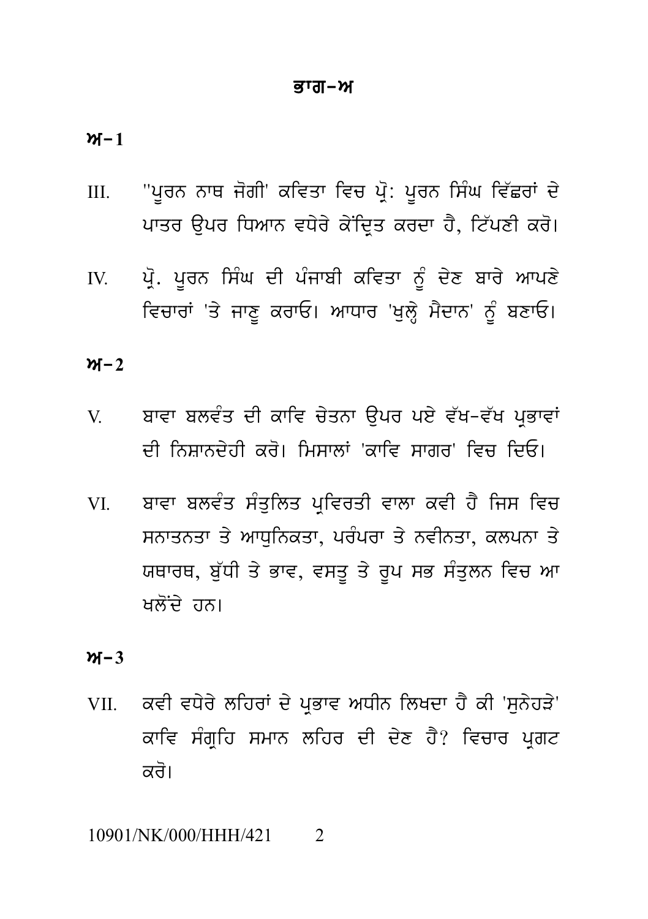## ਭਾਗ–ਅ

### ਅ–1

III. ''ਪੂਰਨ ਨਾਥ ਜੋਗੀ' ਕਵਿਤਾ ਵਿਚ ਪ੍ਰੋ: ਪੂਰਨ ਸਿੰਘ ਵਿੱਛਰਾਂ ਦੇ ਪਾਤਰ ਉਪਰ ਧਿਆਨ ਵਧੇਰੇ ਕੇਂਦ੍ਰਿਤ ਕਰਦਾ ਹੈ, ਟਿੱਪਣੀ ਕਰੋ।

IV. ਪ੍ਰੋ. ਪੂਰਨ ਸਿੰਘ ਦੀ ਪੰਜਾਬੀ ਕਵਿਤਾ ਨੂੰ ਦੇਣ ਬਾਰੇ ਆਪਣੇ ਵਿਚਾਰਾਂ 'ਤੇ ਜਾਣੂ ਕਰਾਓ। ਆਧਾਰ 'ਖੁਲ੍ਹੇ ਮੈਦਾਨ' ਨੂੰ ਬਣਾਓ।

### ਅ–2

V. ਬਾਵਾ ਬਲਵੰਤ ਦੀ ਕਾਵਿ ਚੇਤਨਾ ਉਪਰ ਪਏ ਵੱਖ-ਵੱਖ ਪ੍ਰਭਾਵਾਂ ਦੀ ਨਿਸ਼ਾਨਦੇਹੀ ਕਰੋ। ਮਿਸਾਲਾਂ 'ਕਾਵਿ ਸਾਗਰ' ਵਿਚ ਦਿਓ।

VI. ਬਾਵਾ ਬਲਵੰਤ ਸੰਤੁਲਿਤ ਪ੍ਰਵਿਰਤੀ ਵਾਲਾ ਕਵੀ ਹੈ ਜਿਸ ਵਿਚ ਸਨਾਤਨਤਾ ਤੇ ਆਧੁਨਿਕਤਾ, ਪਰੰਪਰਾ ਤੇ ਨਵੀਨਤਾ, ਕਲਪਨਾ ਤੇ ਯਥਾਰਥ, ਬੁੱਧੀ ਤੇ ਭਾਵ, ਵਸਤੂ ਤੇ ਰੂਪ ਸਭ ਸੰਤੁਲਨ ਵਿਚ ਆ ਖਲੋਂਦੇ ਹਨ।

### ਅ–3

VII. ਕਵੀ ਵਧੇਰੇ ਲਹਿਰਾਂ ਦੇ ਪ੍ਰਭਾਵ ਅਧੀਨ ਲਿਖਦਾ ਹੈ ਕੀ 'ਸੁਨੇਹੜੇ' ਕਾਵਿ ਸੰਗ੍ਰਹਿ ਸਮਾਨ ਲਹਿਰ ਦੀ ਦੇਣ ਹੈ? ਵਿਚਾਰ ਪ੍ਰਗਟ ਕਰੋ।

10901/NK/000/HHH/421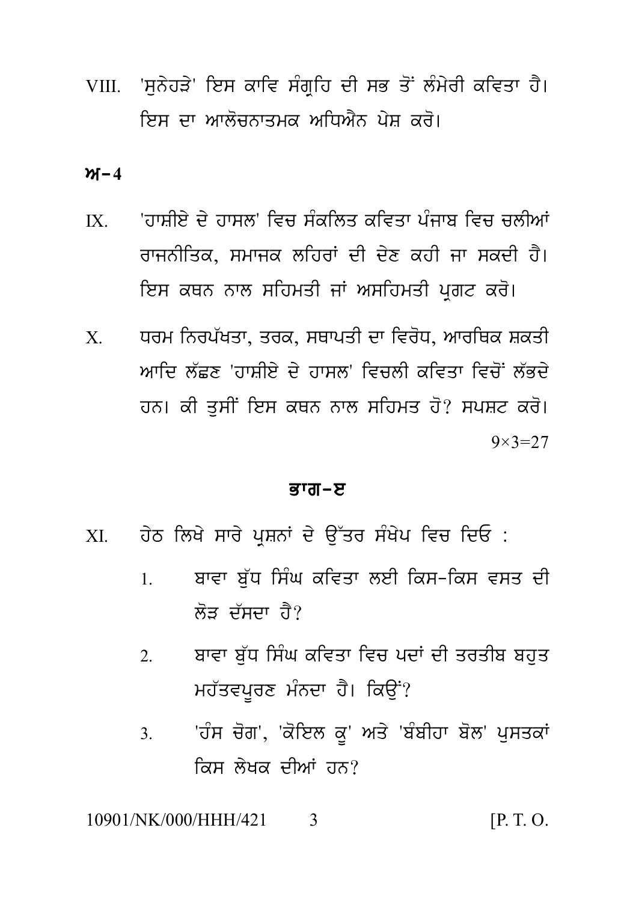VIII. 'ਸੁਨੇਹੜੇ' ਇਸ ਕਾਵਿ ਸੰਗ੍ਰਹਿ ਦੀ ਸਭ ਤੋਂ ਲੰਮੇਰੀ ਕਵਿਤਾ ਹੈ। ਇਸ ਦਾ ਆਲੋਚਨਾਤਮਕ ਅਧਿਐਨ ਪੇਸ਼ ਕਰੋ।

**ਅ–4**

IX. 'ਹਾਸ਼ੀਏ ਦੇ ਹਾਸਲ' ਵਿਚ ਸੰਕਲਿਤ ਕਵਿਤਾ ਪੰਜਾਬ ਵਿਚ ਚਲੀਆਂ ਰਾਜਨੀਤਿਕ, ਸਮਾਜਕ ਲਹਿਰਾਂ ਦੀ ਦੇਣ ਕਹੀ ਜਾ ਸਕਦੀ ਹੈ। ਇਸ ਕਥਨ ਨਾਲ ਸਹਿਮਤੀ ਜਾਂ ਅਸਹਿਮਤੀ ਪ੍ਰਗਟ ਕਰੋ।

X. ਧਰਮ ਨਿਰਪੱਖਤਾ, ਤਰਕ, ਸਥਾਪਤੀ ਦਾ ਵਿਰੋਧ, ਆਰਥਿਕ ਸ਼ਕਤੀ ਆਦਿ ਲੱਛਣ 'ਹਾਸ਼ੀਏ ਦੇ ਹਾਸਲ' ਵਿਚਲੀ ਕਵਿਤਾ ਵਿਚੋਂ ਲੱਭਦੇ ਹਨ। ਕੀ ਤੁਸੀਂ ਇਸ ਕਥਨ ਨਾਲ ਸਹਿਮਤ ਹੋ? ਸਪਸ਼ਟ ਕਰੋ।

$9 \times 3 = 27$

## ਭਾਗ–ੲ

XI. ਹੇਠ ਲਿਖੇ ਸਾਰੇ ਪ੍ਰਸ਼ਨਾਂ ਦੇ ਉੱਤਰ ਸੰਖੇਪ ਵਿਚ ਦਿਓ :

1. ਬਾਵਾ ਬੁੱਧ ਸਿੰਘ ਕਵਿਤਾ ਲਈ ਕਿਸ-ਕਿਸ ਵਸਤ ਦੀ ਲੋੜ ਦੱਸਦਾ ਹੈ?
2. ਬਾਵਾ ਬੁੱਧ ਸਿੰਘ ਕਵਿਤਾ ਵਿਚ ਪਦਾਂ ਦੀ ਤਰਤੀਬ ਬਹੁਤ ਮਹੱਤਵਪੂਰਣ ਮੰਨਦਾ ਹੈ। ਕਿਉਂ?
3. 'ਹੰਸ ਚੋਗ', 'ਕੋਇਲ ਕੂ' ਅਤੇ 'ਬੰਬੀਹਾ ਬੋਲ' ਪੁਸਤਕਾਂ ਕਿਸ ਲੇਖਕ ਦੀਆਂ ਹਨ?

10901/NK/000/HHH/421 [P. T. O.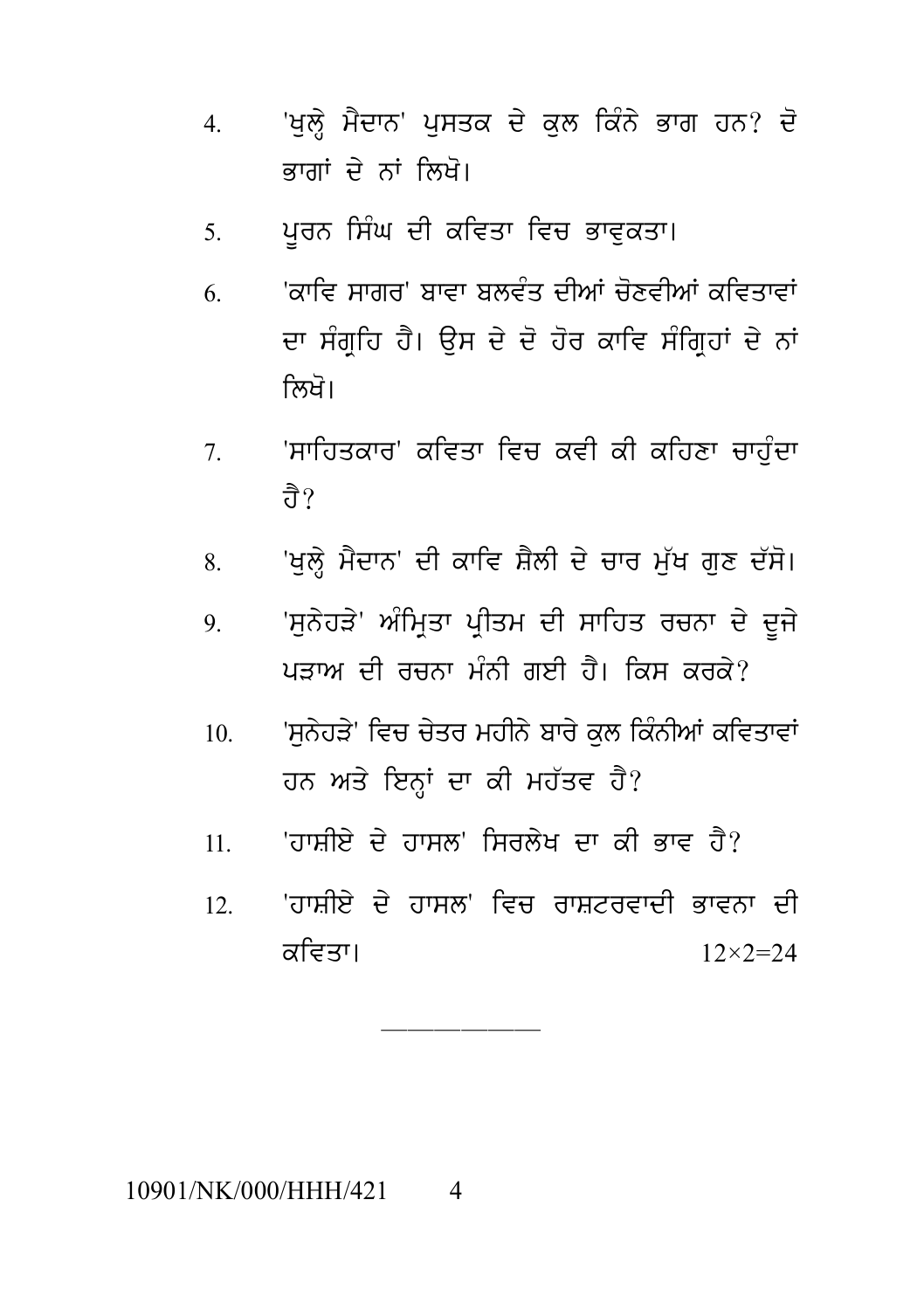4. 'ਖੁਲ੍ਹੇ ਮੈਦਾਨ' ਪੁਸਤਕ ਦੇ ਕੁਲ ਕਿੰਨੇ ਭਾਗ ਹਨ? ਦੋ ਭਾਗਾਂ ਦੇ ਨਾਂ ਲਿਖੋ।

5. ਪੂਰਨ ਸਿੰਘ ਦੀ ਕਵਿਤਾ ਵਿਚ ਭਾਵੁਕਤਾ।

6. 'ਕਾਵਿ ਸਾਗਰ' ਬਾਵਾ ਬਲਵੰਤ ਦੀਆਂ ਚੋਣਵੀਆਂ ਕਵਿਤਾਵਾਂ ਦਾ ਸੰਗ੍ਰਹਿ ਹੈ। ਉਸ ਦੇ ਦੋ ਹੋਰ ਕਾਵਿ ਸੰਗ੍ਰਿਹਾਂ ਦੇ ਨਾਂ ਲਿਖੋ।

7. 'ਸਾਹਿਤਕਾਰ' ਕਵਿਤਾ ਵਿਚ ਕਵੀ ਕੀ ਕਹਿਣਾ ਚਾਹੁੰਦਾ ਹੈ?

8. 'ਖੁਲ੍ਹੇ ਮੈਦਾਨ' ਦੀ ਕਾਵਿ ਸ਼ੈਲੀ ਦੇ ਚਾਰ ਮੁੱਖ ਗੁਣ ਦੱਸੋ।

9. 'ਸੁਨੇਹੜੇ' ਅੰਮ੍ਰਿਤਾ ਪ੍ਰੀਤਮ ਦੀ ਸਾਹਿਤ ਰਚਨਾ ਦੇ ਦੂਜੇ ਪੜਾਅ ਦੀ ਰਚਨਾ ਮੰਨੀ ਗਈ ਹੈ। ਕਿਸ ਕਰਕੇ?

10. 'ਸੁਨੇਹੜੇ' ਵਿਚ ਚੇਤਰ ਮਹੀਨੇ ਬਾਰੇ ਕੁਲ ਕਿੰਨੀਆਂ ਕਵਿਤਾਵਾਂ ਹਨ ਅਤੇ ਇਨ੍ਹਾਂ ਦਾ ਕੀ ਮਹੱਤਵ ਹੈ?

11. 'ਹਾਸ਼ੀਏ ਦੇ ਹਾਸਲ' ਸਿਰਲੇਖ ਦਾ ਕੀ ਭਾਵ ਹੈ?

12. 'ਹਾਸ਼ੀਏ ਦੇ ਹਾਸਲ' ਵਿਚ ਰਾਸ਼ਟਰਵਾਦੀ ਭਾਵਨਾ ਦੀ ਕਵਿਤਾ। $12 \times 2 = 24$

10901/NK/000/HHH/421